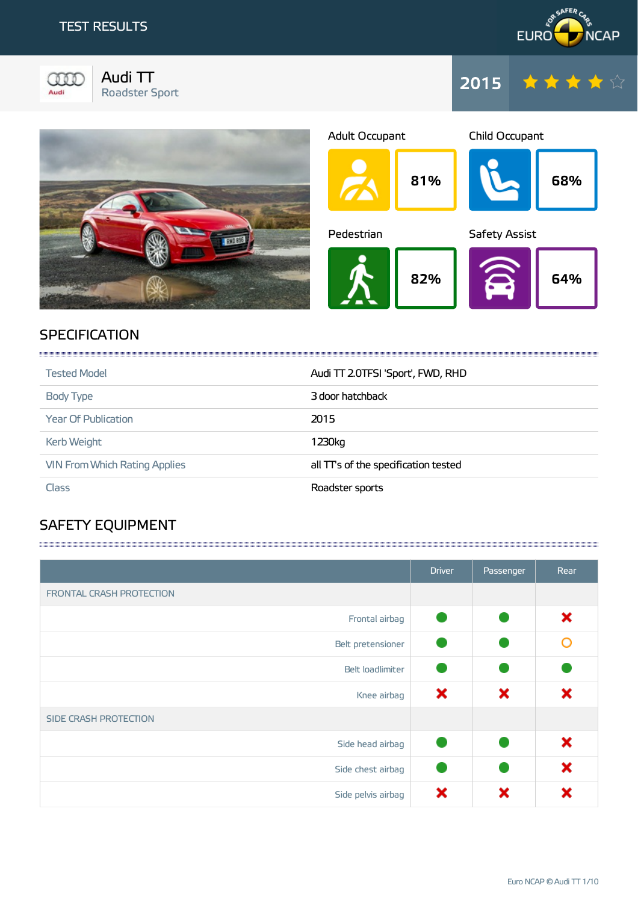# TEST RESULTS

EURO NCAP

## Audi TT
Roadster Sport

2015 ★★★★☆

| Adult Occupant | Child Occupant | Pedestrian | Safety Assist |
|---|---|---|---|
| 81% | 68% | 82% | 64% |

## SPECIFICATION

| | |
|---|---|
| Tested Model | Audi TT 2.0TFSI 'Sport', FWD, RHD |
| Body Type | 3 door hatchback |
| Year Of Publication | 2015 |
| Kerb Weight | 1230kg |
| VIN From Which Rating Applies | all TT's of the specification tested |
| Class | Roadster sports |

## SAFETY EQUIPMENT

| | Driver | Passenger | Rear |
|---|---|---|---|
| FRONTAL CRASH PROTECTION | | | |
| Frontal airbag | ● | ● | ✖ |
| Belt pretensioner | ● | ● | ○ |
| Belt loadlimiter | ● | ● | ● |
| Knee airbag | ✖ | ✖ | ✖ |
| SIDE CRASH PROTECTION | | | |
| Side head airbag | ● | ● | ✖ |
| Side chest airbag | ● | ● | ✖ |
| Side pelvis airbag | ✖ | ✖ | ✖ |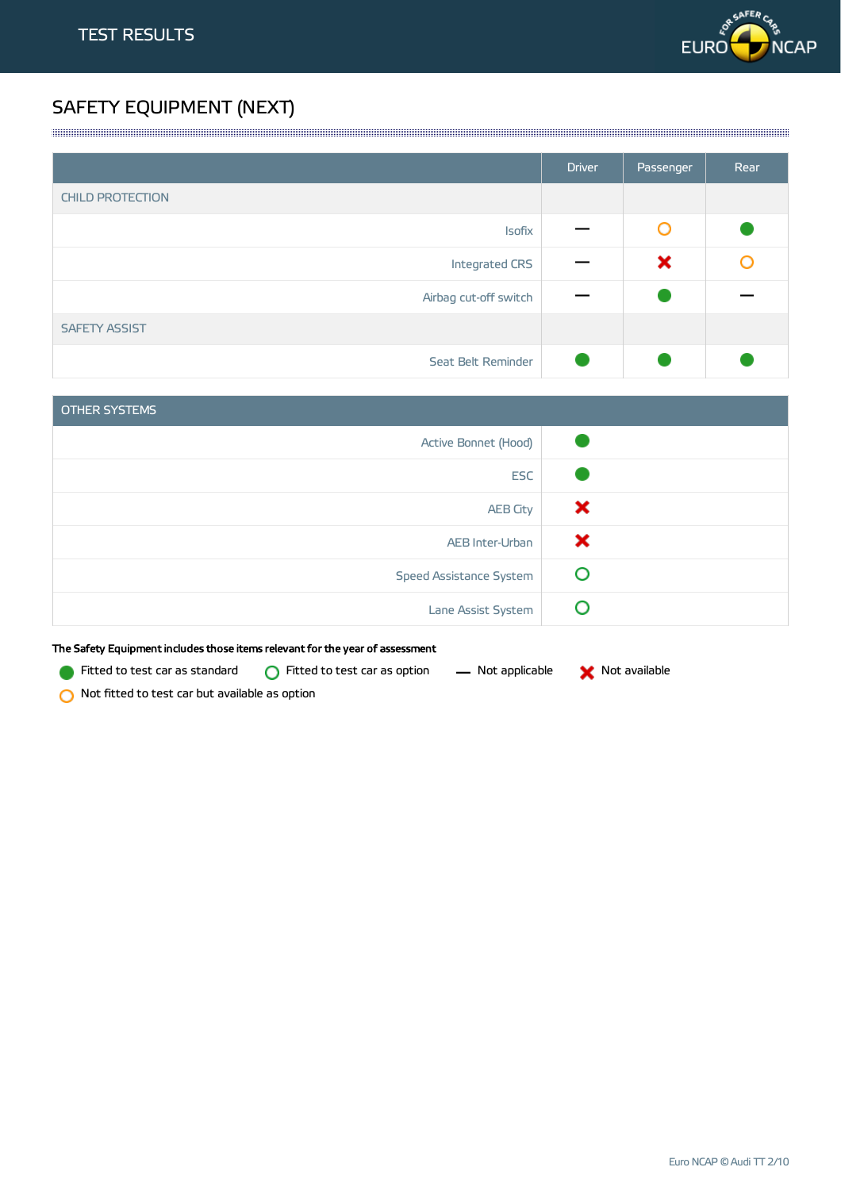## SAFETY EQUIPMENT (NEXT)

| | Driver | Passenger | Rear |
|---|---|---|---|
| **CHILD PROTECTION** | | | |
| Isofix | Not applicable | Not fitted to test car but available as option | Fitted to test car as standard |
| Integrated CRS | Not applicable | Not available | Not fitted to test car but available as option |
| Airbag cut-off switch | Not applicable | Fitted to test car as standard | Not applicable |
| **SAFETY ASSIST** | | | |
| Seat Belt Reminder | Fitted to test car as standard | Fitted to test car as standard | Fitted to test car as standard |

| OTHER SYSTEMS | |
|---|---|
| Active Bonnet (Hood) | Fitted to test car as standard |
| ESC | Fitted to test car as standard |
| AEB City | Not available |
| AEB Inter-Urban | Not available |
| Speed Assistance System | Fitted to test car as option |
| Lane Assist System | Fitted to test car as option |

**The Safety Equipment includes those items relevant for the year of assessment**

- Fitted to test car as standard
- Fitted to test car as option
- Not applicable
- Not available
- Not fitted to test car but available as option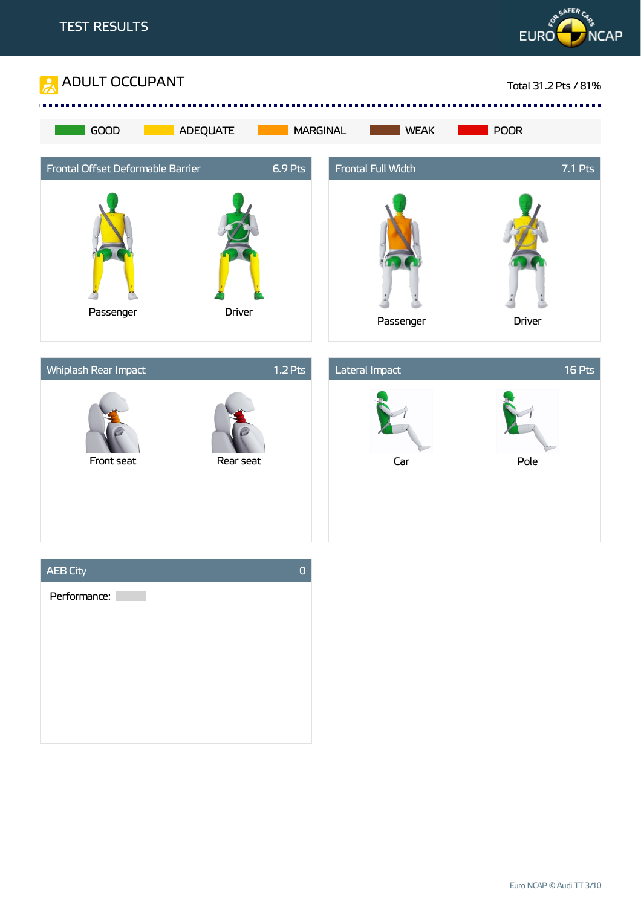# TEST RESULTS

## ADULT OCCUPANT

Total 31.2 Pts / 81%

GOOD | ADEQUATE | MARGINAL | WEAK | POOR

### Frontal Offset Deformable Barrier — 6.9 Pts

Passenger

Driver

### Frontal Full Width — 7.1 Pts

Passenger

Driver

### Whiplash Rear Impact — 1.2 Pts

Front seat

Rear seat

### Lateral Impact — 16 Pts

Car

Pole

### AEB City — 0

Performance:

Euro NCAP © Audi TT 3/10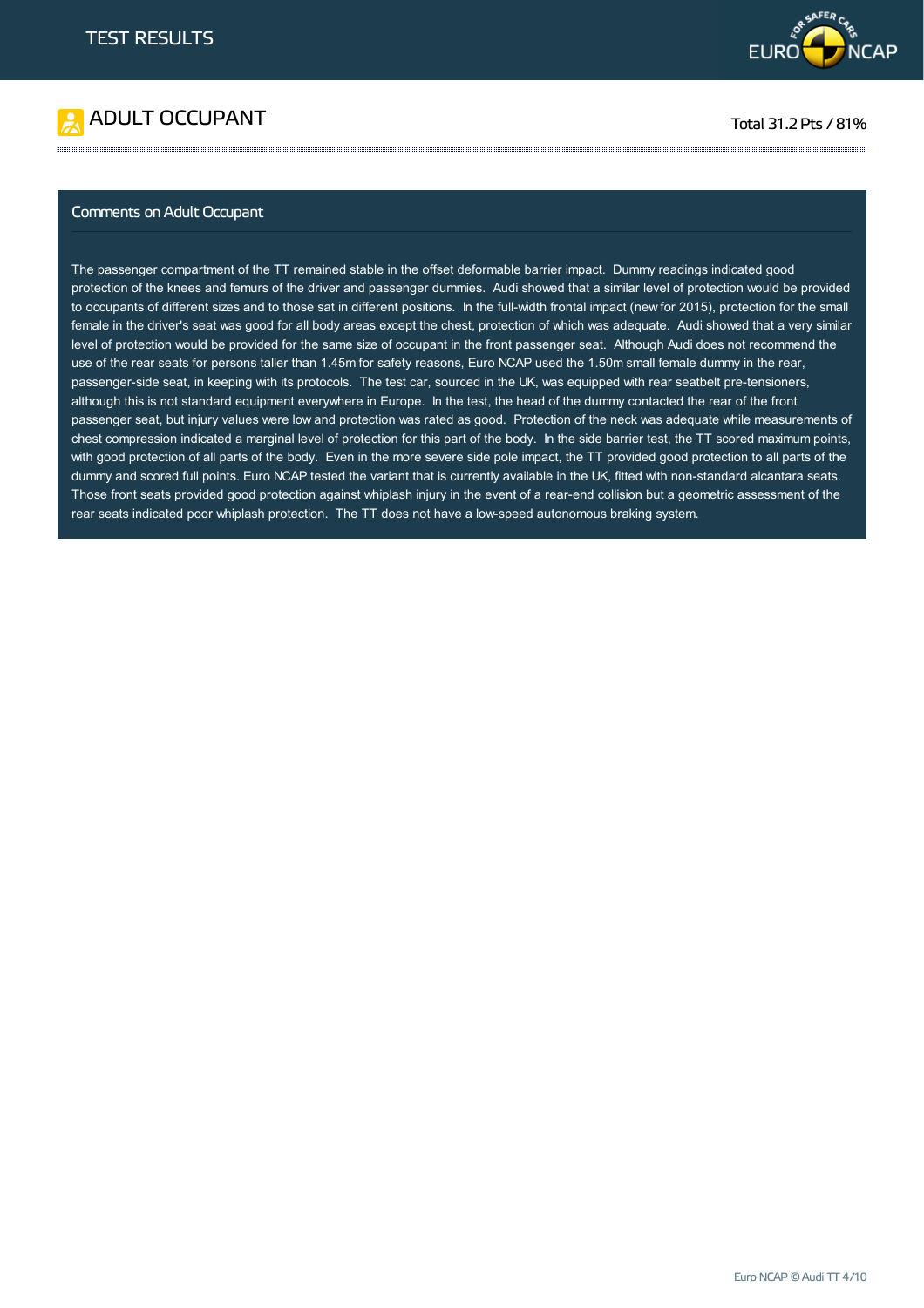# TEST RESULTS

## ADULT OCCUPANT

Total 31.2 Pts / 81%

### Comments on Adult Occupant

The passenger compartment of the TT remained stable in the offset deformable barrier impact. Dummy readings indicated good protection of the knees and femurs of the driver and passenger dummies. Audi showed that a similar level of protection would be provided to occupants of different sizes and to those sat in different positions. In the full-width frontal impact (new for 2015), protection for the small female in the driver's seat was good for all body areas except the chest, protection of which was adequate. Audi showed that a very similar level of protection would be provided for the same size of occupant in the front passenger seat. Although Audi does not recommend the use of the rear seats for persons taller than 1.45m for safety reasons, Euro NCAP used the 1.50m small female dummy in the rear, passenger-side seat, in keeping with its protocols. The test car, sourced in the UK, was equipped with rear seatbelt pre-tensioners, although this is not standard equipment everywhere in Europe. In the test, the head of the dummy contacted the rear of the front passenger seat, but injury values were low and protection was rated as good. Protection of the neck was adequate while measurements of chest compression indicated a marginal level of protection for this part of the body. In the side barrier test, the TT scored maximum points, with good protection of all parts of the body. Even in the more severe side pole impact, the TT provided good protection to all parts of the dummy and scored full points. Euro NCAP tested the variant that is currently available in the UK, fitted with non-standard alcantara seats. Those front seats provided good protection against whiplash injury in the event of a rear-end collision but a geometric assessment of the rear seats indicated poor whiplash protection. The TT does not have a low-speed autonomous braking system.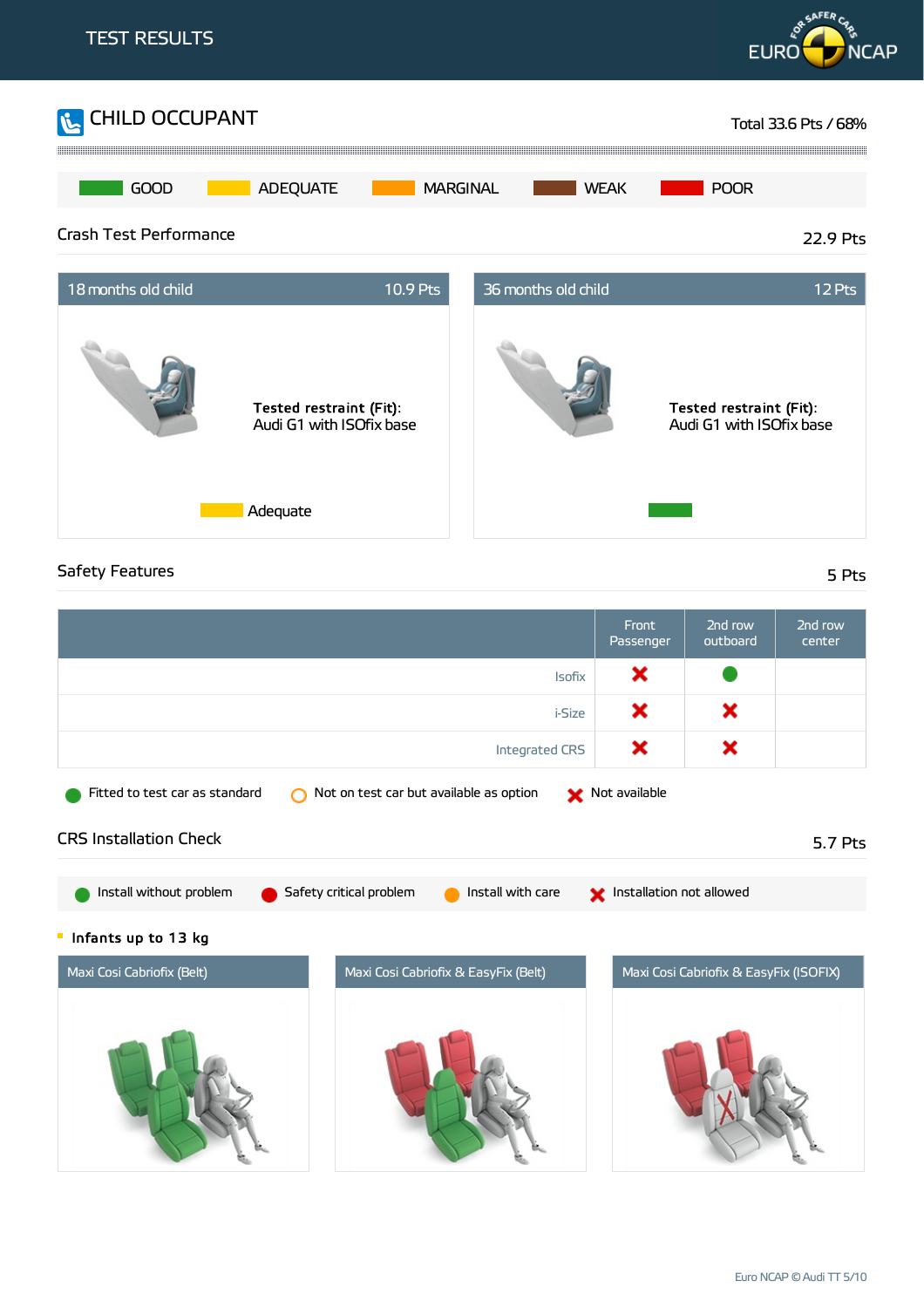# TEST RESULTS

## CHILD OCCUPANT

Total 33.6 Pts / 68%

GOOD | ADEQUATE | MARGINAL | WEAK | POOR

### Crash Test Performance

22.9 Pts

**18 months old child** — 10.9 Pts

**Tested restraint (Fit):**
Audi G1 with ISOfix base

Adequate

**36 months old child** — 12 Pts

**Tested restraint (Fit):**
Audi G1 with ISOfix base

### Safety Features

5 Pts

| | Front Passenger | 2nd row outboard | 2nd row center |
|---|---|---|---|
| Isofix | Not available | Fitted to test car as standard | |
| i-Size | Not available | Not available | |
| Integrated CRS | Not available | Not available | |

Fitted to test car as standard — Not on test car but available as option — Not available

### CRS Installation Check

5.7 Pts

Install without problem — Safety critical problem — Install with care — Installation not allowed

**Infants up to 13 kg**

| Maxi Cosi Cabriofix (Belt) | Maxi Cosi Cabriofix & EasyFix (Belt) | Maxi Cosi Cabriofix & EasyFix (ISOFIX) |
|---|---|---|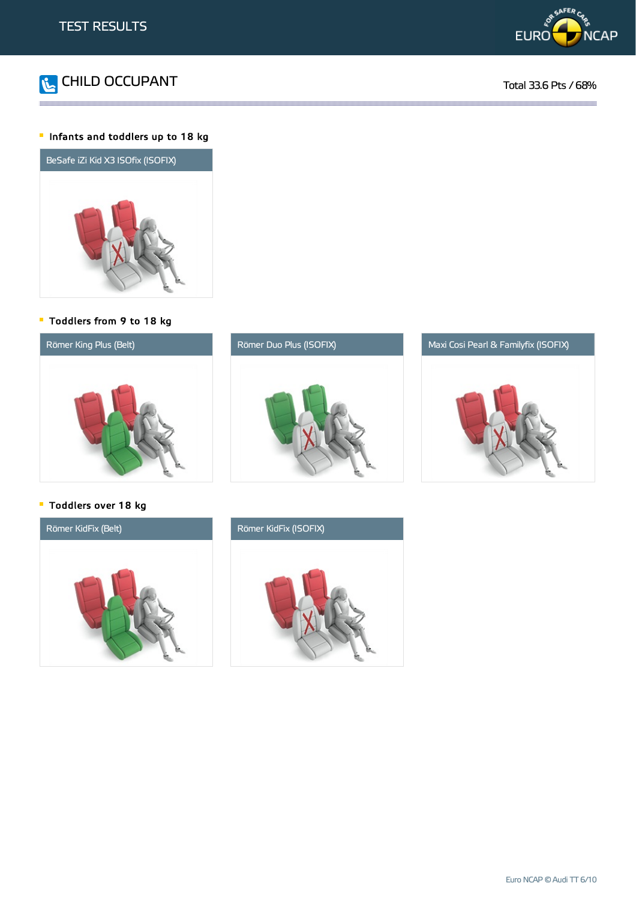# TEST RESULTS

## CHILD OCCUPANT

Total 33.6 Pts / 68%

### Infants and toddlers up to 18 kg

BeSafe iZi Kid X3 ISOfix (ISOFIX)

### Toddlers from 9 to 18 kg

Römer King Plus (Belt)

Römer Duo Plus (ISOFIX)

Maxi Cosi Pearl & Familyfix (ISOFIX)

### Toddlers over 18 kg

Römer KidFix (Belt)

Römer KidFix (ISOFIX)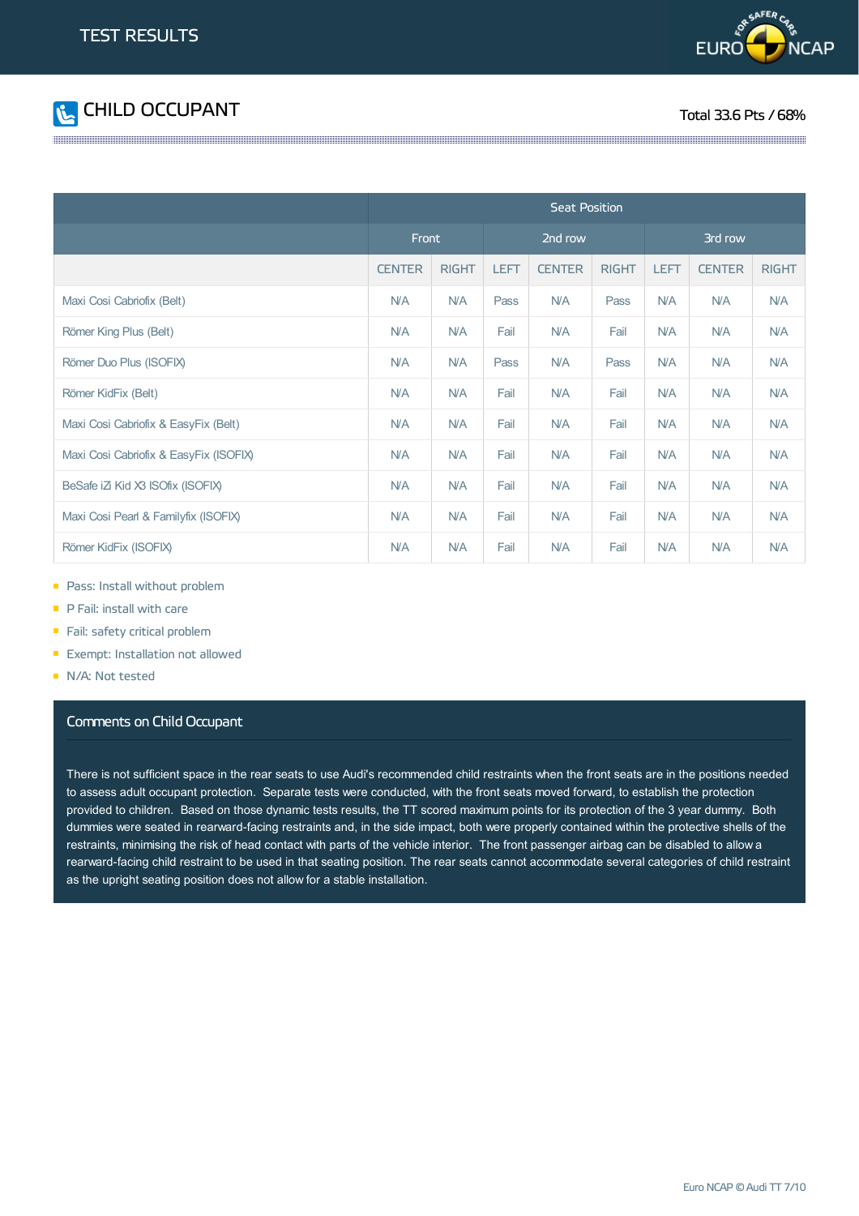# TEST RESULTS

## CHILD OCCUPANT

Total 33.6 Pts / 68%

| | Seat Position | | | | | | | |
|---|---|---|---|---|---|---|---|---|
| | Front | | 2nd row | | | 3rd row | | |
| | CENTER | RIGHT | LEFT | CENTER | RIGHT | LEFT | CENTER | RIGHT |
| Maxi Cosi Cabriofix (Belt) | N/A | N/A | Pass | N/A | Pass | N/A | N/A | N/A |
| Römer King Plus (Belt) | N/A | N/A | Fail | N/A | Fail | N/A | N/A | N/A |
| Römer Duo Plus (ISOFIX) | N/A | N/A | Pass | N/A | Pass | N/A | N/A | N/A |
| Römer KidFix (Belt) | N/A | N/A | Fail | N/A | Fail | N/A | N/A | N/A |
| Maxi Cosi Cabriofix & EasyFix (Belt) | N/A | N/A | Fail | N/A | Fail | N/A | N/A | N/A |
| Maxi Cosi Cabriofix & EasyFix (ISOFIX) | N/A | N/A | Fail | N/A | Fail | N/A | N/A | N/A |
| BeSafe iZi Kid X3 ISOfix (ISOFIX) | N/A | N/A | Fail | N/A | Fail | N/A | N/A | N/A |
| Maxi Cosi Pearl & Familyfix (ISOFIX) | N/A | N/A | Fail | N/A | Fail | N/A | N/A | N/A |
| Römer KidFix (ISOFIX) | N/A | N/A | Fail | N/A | Fail | N/A | N/A | N/A |

- Pass: Install without problem
- P Fail: install with care
- Fail: safety critical problem
- Exempt: Installation not allowed
- N/A: Not tested

### Comments on Child Occupant

There is not sufficient space in the rear seats to use Audi's recommended child restraints when the front seats are in the positions needed to assess adult occupant protection. Separate tests were conducted, with the front seats moved forward, to establish the protection provided to children. Based on those dynamic tests results, the TT scored maximum points for its protection of the 3 year dummy. Both dummies were seated in rearward-facing restraints and, in the side impact, both were properly contained within the protective shells of the restraints, minimising the risk of head contact with parts of the vehicle interior. The front passenger airbag can be disabled to allow a rearward-facing child restraint to be used in that seating position. The rear seats cannot accommodate several categories of child restraint as the upright seating position does not allow for a stable installation.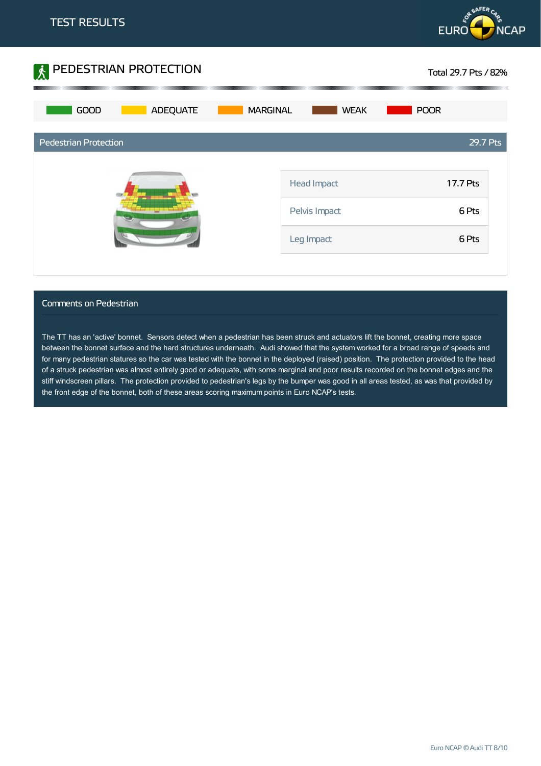TEST RESULTS

# PEDESTRIAN PROTECTION

Total 29.7 Pts / 82%

GOOD | ADEQUATE | MARGINAL | WEAK | POOR

## Pedestrian Protection — 29.7 Pts

| | |
|---|---|
| Head Impact | 17.7 Pts |
| Pelvis Impact | 6 Pts |
| Leg Impact | 6 Pts |

## Comments on Pedestrian

The TT has an 'active' bonnet. Sensors detect when a pedestrian has been struck and actuators lift the bonnet, creating more space between the bonnet surface and the hard structures underneath. Audi showed that the system worked for a broad range of speeds and for many pedestrian statures so the car was tested with the bonnet in the deployed (raised) position. The protection provided to the head of a struck pedestrian was almost entirely good or adequate, with some marginal and poor results recorded on the bonnet edges and the stiff windscreen pillars. The protection provided to pedestrian's legs by the bumper was good in all areas tested, as was that provided by the front edge of the bonnet, both of these areas scoring maximum points in Euro NCAP's tests.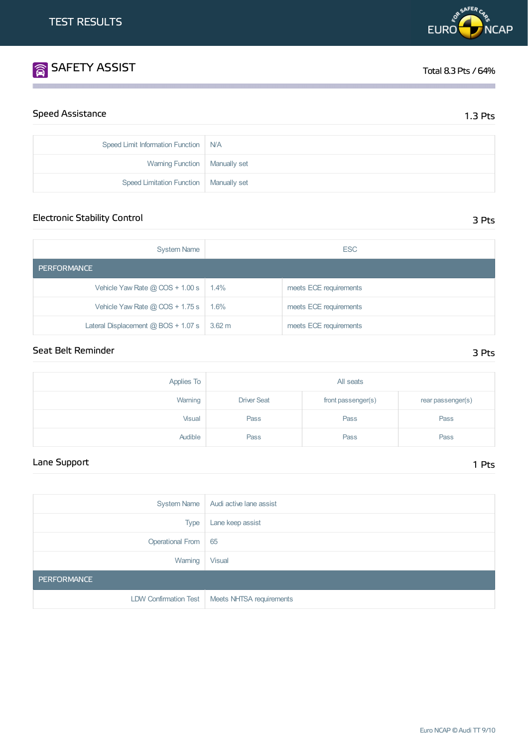# TEST RESULTS

## SAFETY ASSIST

Total 8.3 Pts / 64%

### Speed Assistance

1.3 Pts

| | |
|---|---|
| Speed Limit Information Function | N/A |
| Warning Function | Manually set |
| Speed Limitation Function | Manually set |

### Electronic Stability Control

3 Pts

| System Name | ESC | |
|---|---|---|
| **PERFORMANCE** | | |
| Vehicle Yaw Rate @ COS + 1.00 s | 1.4% | meets ECE requirements |
| Vehicle Yaw Rate @ COS + 1.75 s | 1.6% | meets ECE requirements |
| Lateral Displacement @ BOS + 1.07 s | 3.62 m | meets ECE requirements |

### Seat Belt Reminder

3 Pts

| Applies To | All seats | | |
|---|---|---|---|
| Warning | Driver Seat | front passenger(s) | rear passenger(s) |
| Visual | Pass | Pass | Pass |
| Audible | Pass | Pass | Pass |

### Lane Support

1 Pts

| System Name | Audi active lane assist |
|---|---|
| Type | Lane keep assist |
| Operational From | 65 |
| Warning | Visual |
| **PERFORMANCE** | |
| LDW Confirmation Test | Meets NHTSA requirements |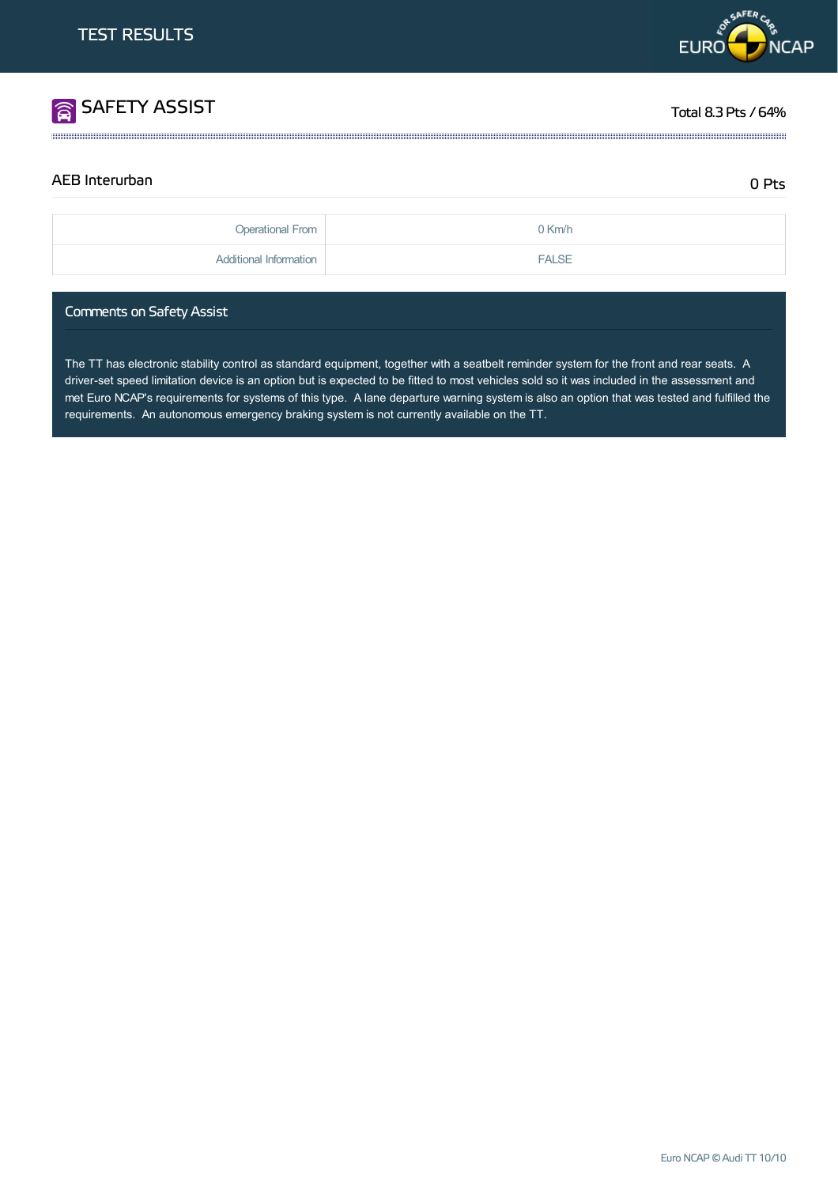# TEST RESULTS

## SAFETY ASSIST

Total 8.3 Pts / 64%

### AEB Interurban

0 Pts

| | |
|---|---|
| Operational From | 0 Km/h |
| Additional Information | FALSE |

### Comments on Safety Assist

The TT has electronic stability control as standard equipment, together with a seatbelt reminder system for the front and rear seats. A driver-set speed limitation device is an option but is expected to be fitted to most vehicles sold so it was included in the assessment and met Euro NCAP's requirements for systems of this type. A lane departure warning system is also an option that was tested and fulfilled the requirements. An autonomous emergency braking system is not currently available on the TT.